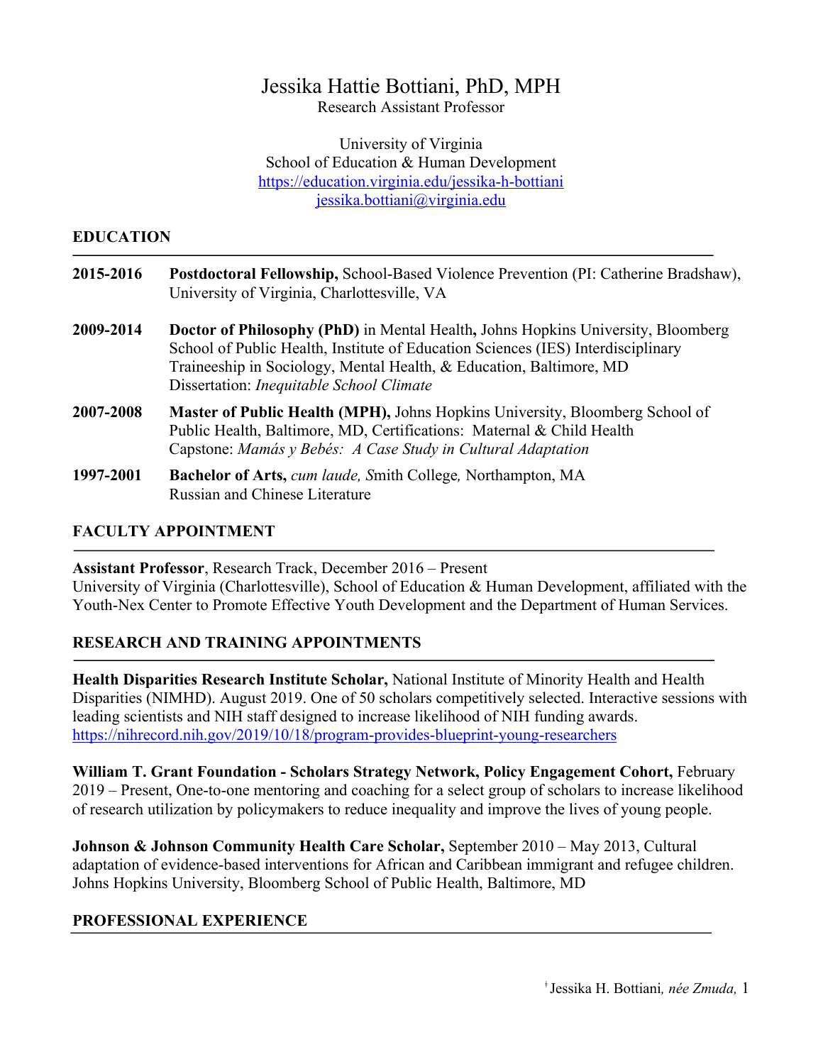# Jessika Hattie Bottiani, PhD, MPH

Research Assistant Professor

University of Virginia
School of Education & Human Development
https://education.virginia.edu/jessika-h-bottiani
jessika.bottiani@virginia.edu

## EDUCATION

**2015-2016** **Postdoctoral Fellowship,** School-Based Violence Prevention (PI: Catherine Bradshaw), University of Virginia, Charlottesville, VA

**2009-2014** **Doctor of Philosophy (PhD)** in Mental Health**,** Johns Hopkins University, Bloomberg School of Public Health, Institute of Education Sciences (IES) Interdisciplinary Traineeship in Sociology, Mental Health, & Education, Baltimore, MD
Dissertation: *Inequitable School Climate*

**2007-2008** **Master of Public Health (MPH),** Johns Hopkins University, Bloomberg School of Public Health, Baltimore, MD, Certifications: Maternal & Child Health
Capstone: *Mamás y Bebés: A Case Study in Cultural Adaptation*

**1997-2001** **Bachelor of Arts,** *cum laude, S*mith College*,* Northampton, MA
Russian and Chinese Literature

## FACULTY APPOINTMENT

**Assistant Professor**, Research Track, December 2016 – Present
University of Virginia (Charlottesville), School of Education & Human Development, affiliated with the Youth-Nex Center to Promote Effective Youth Development and the Department of Human Services.

## RESEARCH AND TRAINING APPOINTMENTS

**Health Disparities Research Institute Scholar,** National Institute of Minority Health and Health Disparities (NIMHD). August 2019. One of 50 scholars competitively selected. Interactive sessions with leading scientists and NIH staff designed to increase likelihood of NIH funding awards.
https://nihrecord.nih.gov/2019/10/18/program-provides-blueprint-young-researchers

**William T. Grant Foundation - Scholars Strategy Network, Policy Engagement Cohort,** February 2019 – Present, One-to-one mentoring and coaching for a select group of scholars to increase likelihood of research utilization by policymakers to reduce inequality and improve the lives of young people.

**Johnson & Johnson Community Health Care Scholar,** September 2010 – May 2013, Cultural adaptation of evidence-based interventions for African and Caribbean immigrant and refugee children. Johns Hopkins University, Bloomberg School of Public Health, Baltimore, MD

## PROFESSIONAL EXPERIENCE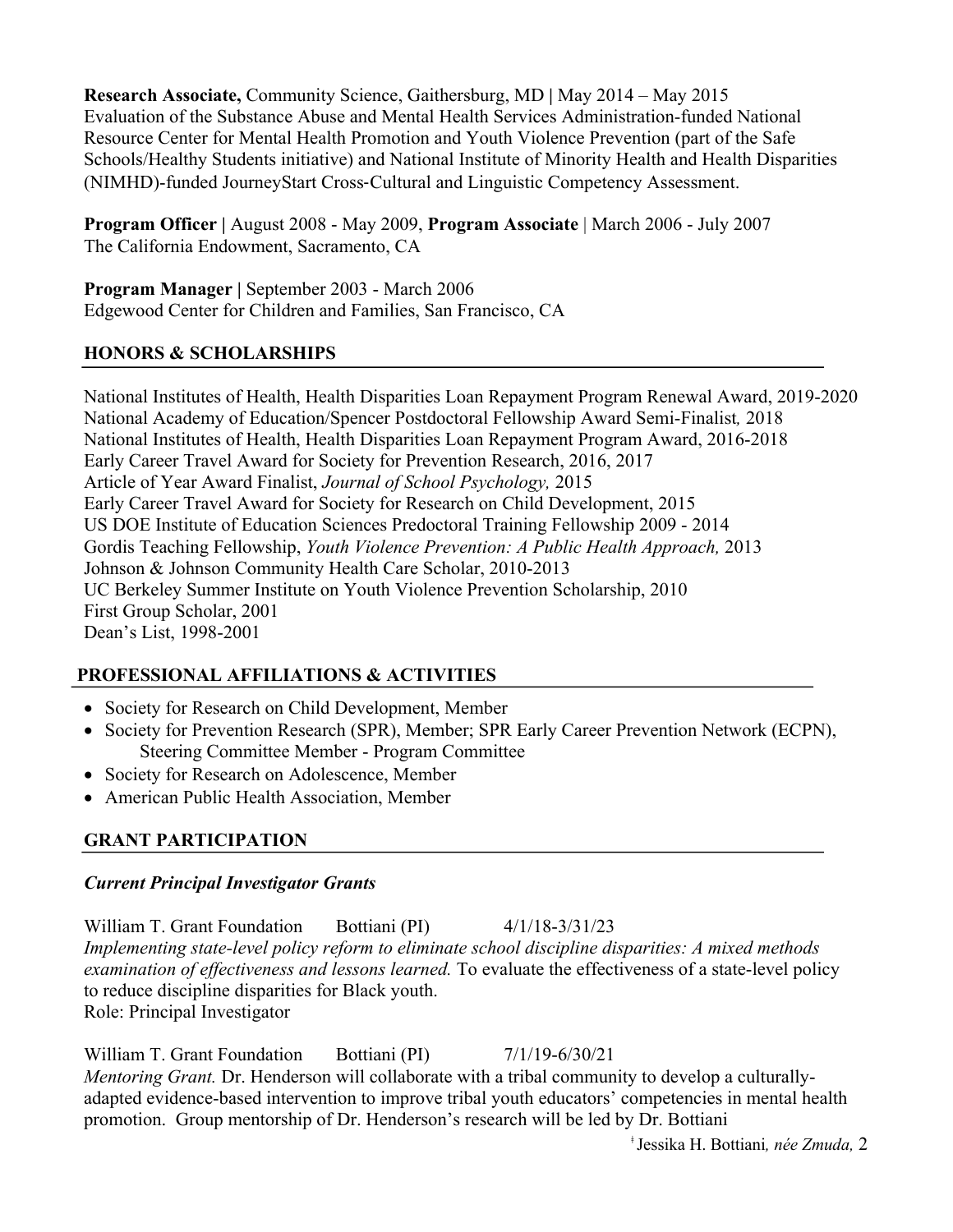**Research Associate,** Community Science, Gaithersburg, MD **|** May 2014 – May 2015
Evaluation of the Substance Abuse and Mental Health Services Administration-funded National Resource Center for Mental Health Promotion and Youth Violence Prevention (part of the Safe Schools/Healthy Students initiative) and National Institute of Minority Health and Health Disparities (NIMHD)-funded JourneyStart Cross-Cultural and Linguistic Competency Assessment.

**Program Officer |** August 2008 - May 2009, **Program Associate** | March 2006 - July 2007
The California Endowment, Sacramento, CA

**Program Manager |** September 2003 - March 2006
Edgewood Center for Children and Families, San Francisco, CA

## HONORS & SCHOLARSHIPS

National Institutes of Health, Health Disparities Loan Repayment Program Renewal Award, 2019-2020
National Academy of Education/Spencer Postdoctoral Fellowship Award Semi-Finalist*,* 2018
National Institutes of Health, Health Disparities Loan Repayment Program Award, 2016-2018
Early Career Travel Award for Society for Prevention Research, 2016, 2017
Article of Year Award Finalist, *Journal of School Psychology,* 2015
Early Career Travel Award for Society for Research on Child Development, 2015
US DOE Institute of Education Sciences Predoctoral Training Fellowship 2009 - 2014
Gordis Teaching Fellowship, *Youth Violence Prevention: A Public Health Approach,* 2013
Johnson & Johnson Community Health Care Scholar, 2010-2013
UC Berkeley Summer Institute on Youth Violence Prevention Scholarship, 2010
First Group Scholar, 2001
Dean's List, 1998-2001

## PROFESSIONAL AFFILIATIONS & ACTIVITIES

- Society for Research on Child Development, Member
- Society for Prevention Research (SPR), Member; SPR Early Career Prevention Network (ECPN), Steering Committee Member - Program Committee
- Society for Research on Adolescence, Member
- American Public Health Association, Member

## GRANT PARTICIPATION

### *Current Principal Investigator Grants*

William T. Grant Foundation Bottiani (PI) 4/1/18-3/31/23
*Implementing state-level policy reform to eliminate school discipline disparities: A mixed methods examination of effectiveness and lessons learned.* To evaluate the effectiveness of a state-level policy to reduce discipline disparities for Black youth.
Role: Principal Investigator

William T. Grant Foundation Bottiani (PI) 7/1/19-6/30/21
*Mentoring Grant.* Dr. Henderson will collaborate with a tribal community to develop a culturally-adapted evidence-based intervention to improve tribal youth educators' competencies in mental health promotion. Group mentorship of Dr. Henderson's research will be led by Dr. Bottiani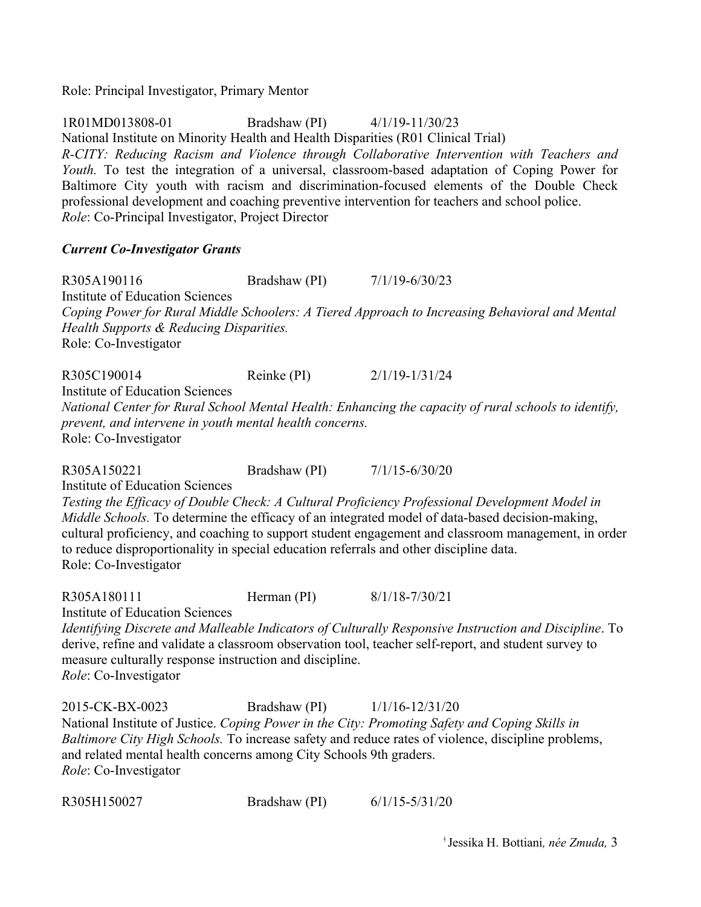Role: Principal Investigator, Primary Mentor

1R01MD013808-01 Bradshaw (PI) 4/1/19-11/30/23
National Institute on Minority Health and Health Disparities (R01 Clinical Trial)
*R-CITY: Reducing Racism and Violence through Collaborative Intervention with Teachers and Youth.* To test the integration of a universal, classroom-based adaptation of Coping Power for Baltimore City youth with racism and discrimination-focused elements of the Double Check professional development and coaching preventive intervention for teachers and school police.
*Role*: Co-Principal Investigator, Project Director

***Current Co-Investigator Grants***

R305A190116 Bradshaw (PI) 7/1/19-6/30/23
Institute of Education Sciences
*Coping Power for Rural Middle Schoolers: A Tiered Approach to Increasing Behavioral and Mental Health Supports & Reducing Disparities.*
Role: Co-Investigator

R305C190014 Reinke (PI) 2/1/19-1/31/24
Institute of Education Sciences
*National Center for Rural School Mental Health: Enhancing the capacity of rural schools to identify, prevent, and intervene in youth mental health concerns.*
Role: Co-Investigator

R305A150221 Bradshaw (PI) 7/1/15-6/30/20
Institute of Education Sciences
*Testing the Efficacy of Double Check: A Cultural Proficiency Professional Development Model in Middle Schools.* To determine the efficacy of an integrated model of data-based decision-making, cultural proficiency, and coaching to support student engagement and classroom management, in order to reduce disproportionality in special education referrals and other discipline data.
Role: Co-Investigator

R305A180111 Herman (PI) 8/1/18-7/30/21
Institute of Education Sciences
*Identifying Discrete and Malleable Indicators of Culturally Responsive Instruction and Discipline*. To derive, refine and validate a classroom observation tool, teacher self-report, and student survey to measure culturally response instruction and discipline.
*Role*: Co-Investigator

2015-CK-BX-0023 Bradshaw (PI) 1/1/16-12/31/20
National Institute of Justice. *Coping Power in the City: Promoting Safety and Coping Skills in Baltimore City High Schools.* To increase safety and reduce rates of violence, discipline problems, and related mental health concerns among City Schools 9th graders.
*Role*: Co-Investigator

R305H150027 Bradshaw (PI) 6/1/15-5/31/20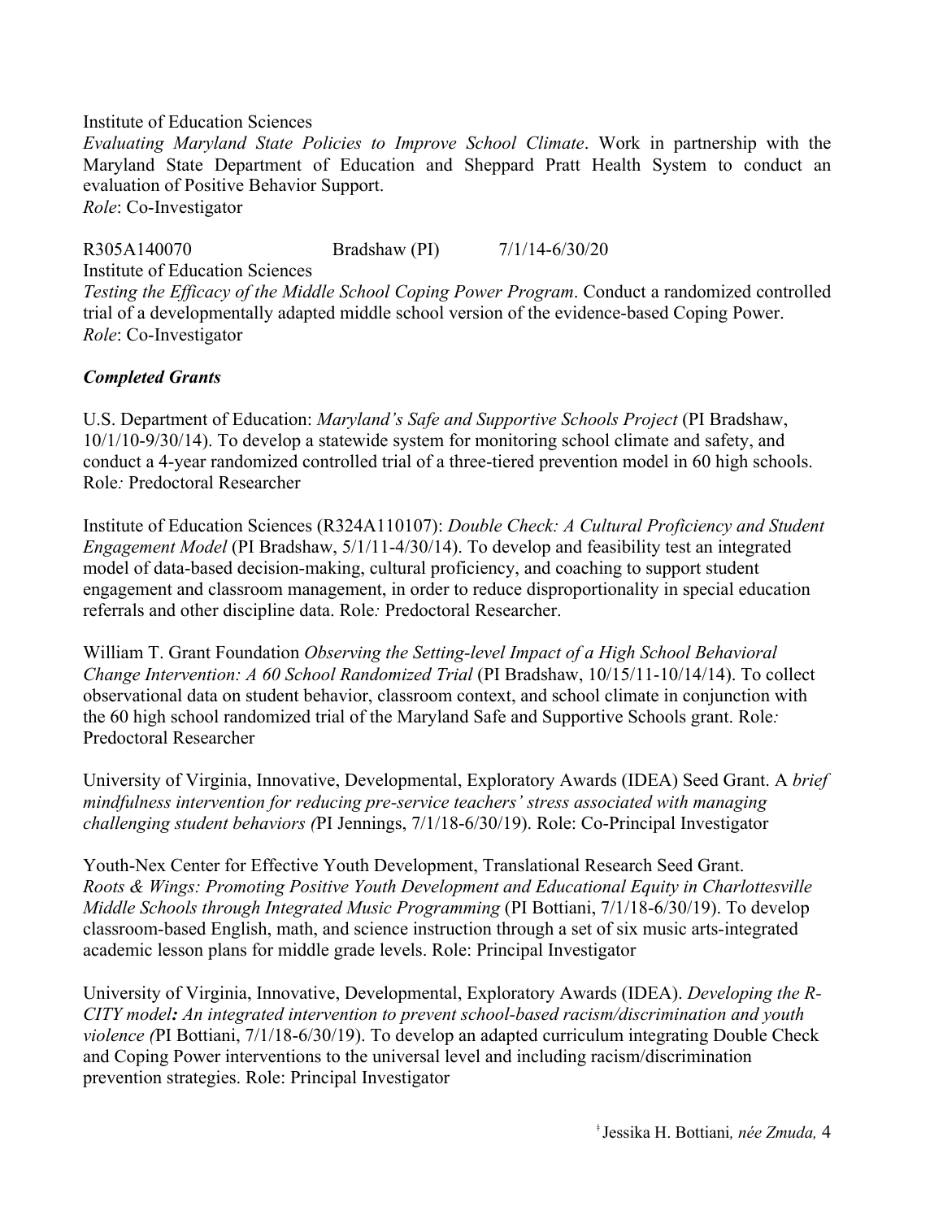Institute of Education Sciences
*Evaluating Maryland State Policies to Improve School Climate*. Work in partnership with the Maryland State Department of Education and Sheppard Pratt Health System to conduct an evaluation of Positive Behavior Support.
*Role*: Co-Investigator

R305A140070 Bradshaw (PI) 7/1/14-6/30/20
Institute of Education Sciences
*Testing the Efficacy of the Middle School Coping Power Program*. Conduct a randomized controlled trial of a developmentally adapted middle school version of the evidence-based Coping Power.
*Role*: Co-Investigator

***Completed Grants***

U.S. Department of Education: *Maryland's Safe and Supportive Schools Project* (PI Bradshaw, 10/1/10-9/30/14). To develop a statewide system for monitoring school climate and safety, and conduct a 4-year randomized controlled trial of a three-tiered prevention model in 60 high schools. Role*:* Predoctoral Researcher

Institute of Education Sciences (R324A110107): *Double Check: A Cultural Proficiency and Student Engagement Model* (PI Bradshaw, 5/1/11-4/30/14). To develop and feasibility test an integrated model of data-based decision-making, cultural proficiency, and coaching to support student engagement and classroom management, in order to reduce disproportionality in special education referrals and other discipline data. Role*:* Predoctoral Researcher.

William T. Grant Foundation *Observing the Setting-level Impact of a High School Behavioral Change Intervention: A 60 School Randomized Trial* (PI Bradshaw, 10/15/11-10/14/14). To collect observational data on student behavior, classroom context, and school climate in conjunction with the 60 high school randomized trial of the Maryland Safe and Supportive Schools grant. Role*:* Predoctoral Researcher

University of Virginia, Innovative, Developmental, Exploratory Awards (IDEA) Seed Grant. A *brief mindfulness intervention for reducing pre-service teachers' stress associated with managing challenging student behaviors (*PI Jennings, 7/1/18-6/30/19). Role: Co-Principal Investigator

Youth-Nex Center for Effective Youth Development, Translational Research Seed Grant. *Roots & Wings: Promoting Positive Youth Development and Educational Equity in Charlottesville Middle Schools through Integrated Music Programming* (PI Bottiani, 7/1/18-6/30/19). To develop classroom-based English, math, and science instruction through a set of six music arts-integrated academic lesson plans for middle grade levels. Role: Principal Investigator

University of Virginia, Innovative, Developmental, Exploratory Awards (IDEA). *Developing the R-CITY model**:** An integrated intervention to prevent school-based racism/discrimination and youth violence (*PI Bottiani, 7/1/18-6/30/19). To develop an adapted curriculum integrating Double Check and Coping Power interventions to the universal level and including racism/discrimination prevention strategies. Role: Principal Investigator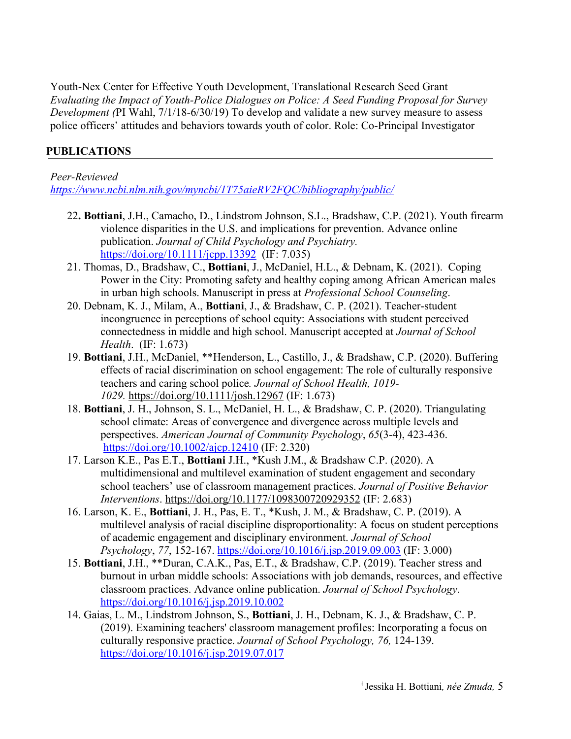Youth-Nex Center for Effective Youth Development, Translational Research Seed Grant
*Evaluating the Impact of Youth-Police Dialogues on Police: A Seed Funding Proposal for Survey Development (*PI Wahl, 7/1/18-6/30/19) To develop and validate a new survey measure to assess police officers' attitudes and behaviors towards youth of color. Role: Co-Principal Investigator

## PUBLICATIONS

*Peer-Reviewed*
*https://www.ncbi.nlm.nih.gov/myncbi/1T75aieRV2FQC/bibliography/public/*

22. **Bottiani**, J.H., Camacho, D., Lindstrom Johnson, S.L., Bradshaw, C.P. (2021). Youth firearm violence disparities in the U.S. and implications for prevention. Advance online publication. *Journal of Child Psychology and Psychiatry.* https://doi.org/10.1111/jcpp.13392 (IF: 7.035)
21. Thomas, D., Bradshaw, C., **Bottiani**, J., McDaniel, H.L., & Debnam, K. (2021). Coping Power in the City: Promoting safety and healthy coping among African American males in urban high schools. Manuscript in press at *Professional School Counseling*.
20. Debnam, K. J., Milam, A., **Bottiani**, J., & Bradshaw, C. P. (2021). Teacher-student incongruence in perceptions of school equity: Associations with student perceived connectedness in middle and high school. Manuscript accepted at *Journal of School Health*. (IF: 1.673)
19. **Bottiani**, J.H., McDaniel, **Henderson, L., Castillo, J., & Bradshaw, C.P. (2020). Buffering effects of racial discrimination on school engagement: The role of culturally responsive teachers and caring school police. *Journal of School Health, 1019-1029.* https://doi.org/10.1111/josh.12967 (IF: 1.673)
18. **Bottiani**, J. H., Johnson, S. L., McDaniel, H. L., & Bradshaw, C. P. (2020). Triangulating school climate: Areas of convergence and divergence across multiple levels and perspectives. *American Journal of Community Psychology*, *65*(3-4), 423-436. https://doi.org/10.1002/ajcp.12410 (IF: 2.320)
17. Larson K.E., Pas E.T., **Bottiani** J.H., *Kush J.M., & Bradshaw C.P. (2020). A multidimensional and multilevel examination of student engagement and secondary school teachers' use of classroom management practices. *Journal of Positive Behavior Interventions*. https://doi.org/10.1177/1098300720929352 (IF: 2.683)
16. Larson, K. E., **Bottiani**, J. H., Pas, E. T., *Kush, J. M., & Bradshaw, C. P. (2019). A multilevel analysis of racial discipline disproportionality: A focus on student perceptions of academic engagement and disciplinary environment. *Journal of School Psychology*, *77*, 152-167. https://doi.org/10.1016/j.jsp.2019.09.003 (IF: 3.000)
15. **Bottiani**, J.H., **Duran, C.A.K., Pas, E.T., & Bradshaw, C.P. (2019). Teacher stress and burnout in urban middle schools: Associations with job demands, resources, and effective classroom practices. Advance online publication. *Journal of School Psychology*. https://doi.org/10.1016/j.jsp.2019.10.002
14. Gaias, L. M., Lindstrom Johnson, S., **Bottiani**, J. H., Debnam, K. J., & Bradshaw, C. P. (2019). Examining teachers' classroom management profiles: Incorporating a focus on culturally responsive practice. *Journal of School Psychology, 76,* 124-139. https://doi.org/10.1016/j.jsp.2019.07.017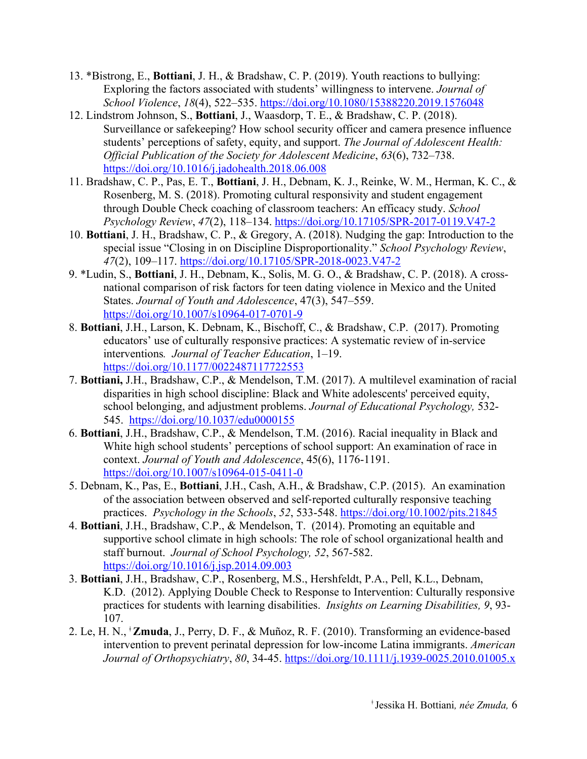13. *Bistrong, E., **Bottiani**, J. H., & Bradshaw, C. P. (2019). Youth reactions to bullying: Exploring the factors associated with students' willingness to intervene. *Journal of School Violence*, *18*(4), 522–535. https://doi.org/10.1080/15388220.2019.1576048
12. Lindstrom Johnson, S., **Bottiani**, J., Waasdorp, T. E., & Bradshaw, C. P. (2018). Surveillance or safekeeping? How school security officer and camera presence influence students' perceptions of safety, equity, and support. *The Journal of Adolescent Health: Official Publication of the Society for Adolescent Medicine*, *63*(6), 732–738. https://doi.org/10.1016/j.jadohealth.2018.06.008
11. Bradshaw, C. P., Pas, E. T., **Bottiani**, J. H., Debnam, K. J., Reinke, W. M., Herman, K. C., & Rosenberg, M. S. (2018). Promoting cultural responsivity and student engagement through Double Check coaching of classroom teachers: An efficacy study. *School Psychology Review*, *47*(2), 118–134. https://doi.org/10.17105/SPR-2017-0119.V47-2
10. **Bottiani**, J. H., Bradshaw, C. P., & Gregory, A. (2018). Nudging the gap: Introduction to the special issue "Closing in on Discipline Disproportionality." *School Psychology Review*, *47*(2), 109–117. https://doi.org/10.17105/SPR-2018-0023.V47-2
9. *Ludin, S., **Bottiani**, J. H., Debnam, K., Solis, M. G. O., & Bradshaw, C. P. (2018). A cross-national comparison of risk factors for teen dating violence in Mexico and the United States. *Journal of Youth and Adolescence*, 47(3), 547–559. https://doi.org/10.1007/s10964-017-0701-9
8. **Bottiani**, J.H., Larson, K. Debnam, K., Bischoff, C., & Bradshaw, C.P. (2017). Promoting educators' use of culturally responsive practices: A systematic review of in-service interventions. *Journal of Teacher Education*, 1–19. https://doi.org/10.1177/0022487117722553
7. **Bottiani,** J.H., Bradshaw, C.P., & Mendelson, T.M. (2017). A multilevel examination of racial disparities in high school discipline: Black and White adolescents' perceived equity, school belonging, and adjustment problems. *Journal of Educational Psychology,* 532-545. https://doi.org/10.1037/edu0000155
6. **Bottiani**, J.H., Bradshaw, C.P., & Mendelson, T.M. (2016). Racial inequality in Black and White high school students' perceptions of school support: An examination of race in context. *Journal of Youth and Adolescence*, 45(6), 1176-1191. https://doi.org/10.1007/s10964-015-0411-0
5. Debnam, K., Pas, E., **Bottiani**, J.H., Cash, A.H., & Bradshaw, C.P. (2015). An examination of the association between observed and self-reported culturally responsive teaching practices. *Psychology in the Schools*, *52*, 533-548. https://doi.org/10.1002/pits.21845
4. **Bottiani**, J.H., Bradshaw, C.P., & Mendelson, T. (2014). Promoting an equitable and supportive school climate in high schools: The role of school organizational health and staff burnout. *Journal of School Psychology, 52*, 567-582. https://doi.org/10.1016/j.jsp.2014.09.003
3. **Bottiani**, J.H., Bradshaw, C.P., Rosenberg, M.S., Hershfeldt, P.A., Pell, K.L., Debnam, K.D. (2012). Applying Double Check to Response to Intervention: Culturally responsive practices for students with learning disabilities. *Insights on Learning Disabilities, 9*, 93-107.
2. Le, H. N., ⸸**Zmuda**, J., Perry, D. F., & Muñoz, R. F. (2010). Transforming an evidence-based intervention to prevent perinatal depression for low-income Latina immigrants. *American Journal of Orthopsychiatry*, *80*, 34-45. https://doi.org/10.1111/j.1939-0025.2010.01005.x

⸸ Jessika H. Bottiani*, née Zmuda,*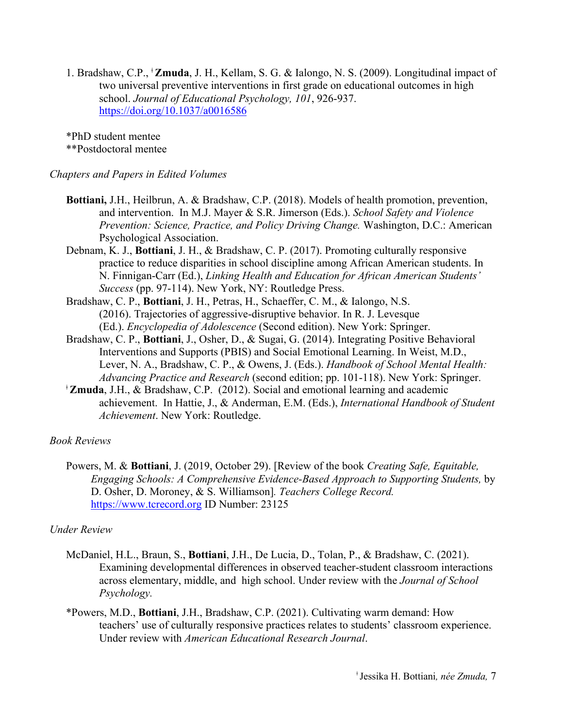1. Bradshaw, C.P., ǂ**Zmuda**, J. H., Kellam, S. G. & Ialongo, N. S. (2009). Longitudinal impact of two universal preventive interventions in first grade on educational outcomes in high school. *Journal of Educational Psychology, 101*, 926-937. https://doi.org/10.1037/a0016586

*PhD student mentee
**Postdoctoral mentee

*Chapters and Papers in Edited Volumes*

**Bottiani,** J.H., Heilbrun, A. & Bradshaw, C.P. (2018). Models of health promotion, prevention, and intervention. In M.J. Mayer & S.R. Jimerson (Eds.). *School Safety and Violence Prevention: Science, Practice, and Policy Driving Change.* Washington, D.C.: American Psychological Association.

Debnam, K. J., **Bottiani**, J. H., & Bradshaw, C. P. (2017). Promoting culturally responsive practice to reduce disparities in school discipline among African American students. In N. Finnigan-Carr (Ed.), *Linking Health and Education for African American Students' Success* (pp. 97-114). New York, NY: Routledge Press.

Bradshaw, C. P., **Bottiani**, J. H., Petras, H., Schaeffer, C. M., & Ialongo, N.S. (2016). Trajectories of aggressive-disruptive behavior. In R. J. Levesque (Ed.). *Encyclopedia of Adolescence* (Second edition). New York: Springer.

Bradshaw, C. P., **Bottiani**, J., Osher, D., & Sugai, G. (2014). Integrating Positive Behavioral Interventions and Supports (PBIS) and Social Emotional Learning. In Weist, M.D., Lever, N. A., Bradshaw, C. P., & Owens, J. (Eds.). *Handbook of School Mental Health: Advancing Practice and Research* (second edition; pp. 101-118). New York: Springer.

ǂ**Zmuda**, J.H., & Bradshaw, C.P. (2012). Social and emotional learning and academic achievement. In Hattie, J., & Anderman, E.M. (Eds.), *International Handbook of Student Achievement*. New York: Routledge.

*Book Reviews*

Powers, M. & **Bottiani**, J. (2019, October 29). [Review of the book *Creating Safe, Equitable, Engaging Schools: A Comprehensive Evidence-Based Approach to Supporting Students,* by D. Osher, D. Moroney, & S. Williamson]. *Teachers College Record.* https://www.tcrecord.org ID Number: 23125

*Under Review*

McDaniel, H.L., Braun, S., **Bottiani**, J.H., De Lucia, D., Tolan, P., & Bradshaw, C. (2021). Examining developmental differences in observed teacher-student classroom interactions across elementary, middle, and high school. Under review with the *Journal of School Psychology.*

*Powers, M.D., **Bottiani**, J.H., Bradshaw, C.P. (2021). Cultivating warm demand: How teachers' use of culturally responsive practices relates to students' classroom experience. Under review with *American Educational Research Journal*.

ǂ Jessika H. Bottiani*, née Zmuda,*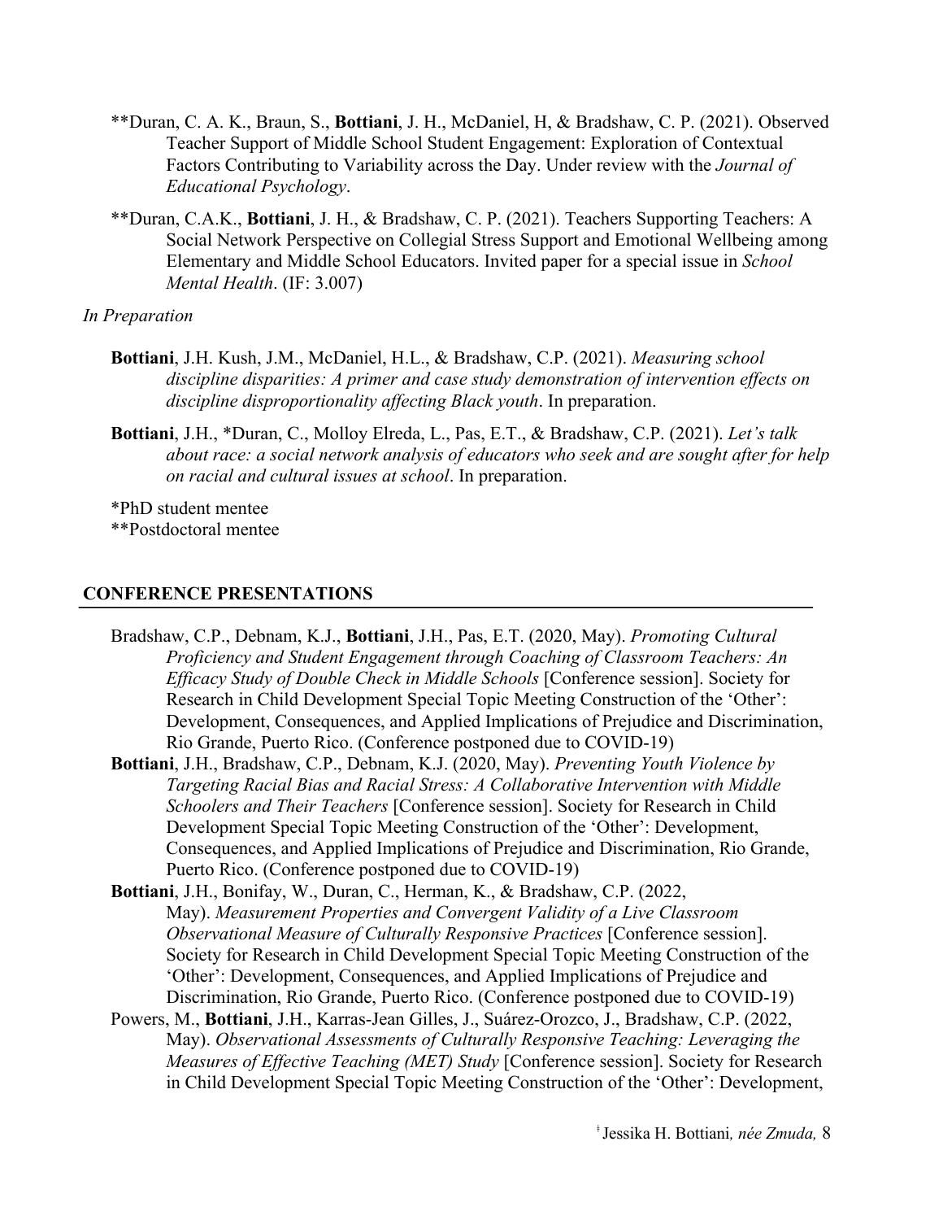**Duran, C. A. K., Braun, S., **Bottiani**, J. H., McDaniel, H, & Bradshaw, C. P. (2021). Observed Teacher Support of Middle School Student Engagement: Exploration of Contextual Factors Contributing to Variability across the Day. Under review with the *Journal of Educational Psychology*.

**Duran, C.A.K., **Bottiani**, J. H., & Bradshaw, C. P. (2021). Teachers Supporting Teachers: A Social Network Perspective on Collegial Stress Support and Emotional Wellbeing among Elementary and Middle School Educators. Invited paper for a special issue in *School Mental Health*. (IF: 3.007)

*In Preparation*

**Bottiani**, J.H. Kush, J.M., McDaniel, H.L., & Bradshaw, C.P. (2021). *Measuring school discipline disparities: A primer and case study demonstration of intervention effects on discipline disproportionality affecting Black youth*. In preparation.

**Bottiani**, J.H., *Duran, C., Molloy Elreda, L., Pas, E.T., & Bradshaw, C.P. (2021). *Let's talk about race: a social network analysis of educators who seek and are sought after for help on racial and cultural issues at school*. In preparation.

*PhD student mentee
**Postdoctoral mentee

## CONFERENCE PRESENTATIONS

Bradshaw, C.P., Debnam, K.J., **Bottiani**, J.H., Pas, E.T. (2020, May). *Promoting Cultural Proficiency and Student Engagement through Coaching of Classroom Teachers: An Efficacy Study of Double Check in Middle Schools* [Conference session]. Society for Research in Child Development Special Topic Meeting Construction of the 'Other': Development, Consequences, and Applied Implications of Prejudice and Discrimination, Rio Grande, Puerto Rico. (Conference postponed due to COVID-19)

**Bottiani**, J.H., Bradshaw, C.P., Debnam, K.J. (2020, May). *Preventing Youth Violence by Targeting Racial Bias and Racial Stress: A Collaborative Intervention with Middle Schoolers and Their Teachers* [Conference session]. Society for Research in Child Development Special Topic Meeting Construction of the 'Other': Development, Consequences, and Applied Implications of Prejudice and Discrimination, Rio Grande, Puerto Rico. (Conference postponed due to COVID-19)

**Bottiani**, J.H., Bonifay, W., Duran, C., Herman, K., & Bradshaw, C.P. (2022, May). *Measurement Properties and Convergent Validity of a Live Classroom Observational Measure of Culturally Responsive Practices* [Conference session]. Society for Research in Child Development Special Topic Meeting Construction of the 'Other': Development, Consequences, and Applied Implications of Prejudice and Discrimination, Rio Grande, Puerto Rico. (Conference postponed due to COVID-19)

Powers, M., **Bottiani**, J.H., Karras-Jean Gilles, J., Suárez-Orozco, J., Bradshaw, C.P. (2022, May). *Observational Assessments of Culturally Responsive Teaching: Leveraging the Measures of Effective Teaching (MET) Study* [Conference session]. Society for Research in Child Development Special Topic Meeting Construction of the 'Other': Development,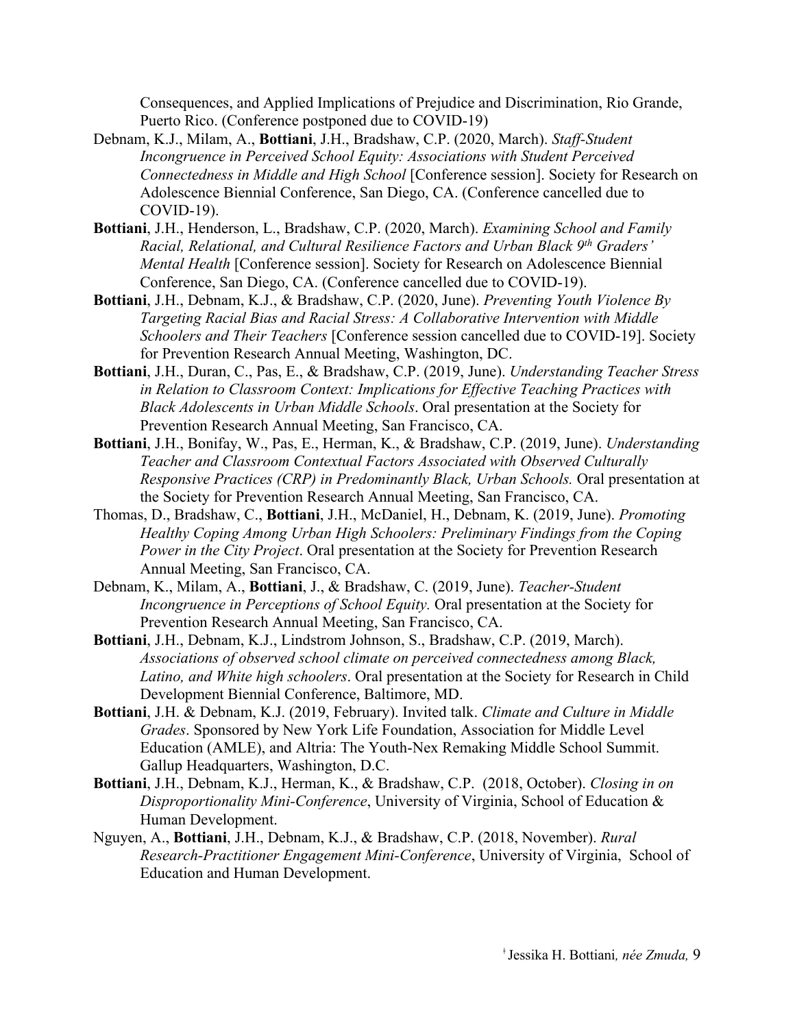Consequences, and Applied Implications of Prejudice and Discrimination, Rio Grande, Puerto Rico. (Conference postponed due to COVID-19)

Debnam, K.J., Milam, A., **Bottiani**, J.H., Bradshaw, C.P. (2020, March). *Staff-Student Incongruence in Perceived School Equity: Associations with Student Perceived Connectedness in Middle and High School* [Conference session]. Society for Research on Adolescence Biennial Conference, San Diego, CA. (Conference cancelled due to COVID-19).

**Bottiani**, J.H., Henderson, L., Bradshaw, C.P. (2020, March). *Examining School and Family Racial, Relational, and Cultural Resilience Factors and Urban Black 9th Graders' Mental Health* [Conference session]. Society for Research on Adolescence Biennial Conference, San Diego, CA. (Conference cancelled due to COVID-19).

**Bottiani**, J.H., Debnam, K.J., & Bradshaw, C.P. (2020, June). *Preventing Youth Violence By Targeting Racial Bias and Racial Stress: A Collaborative Intervention with Middle Schoolers and Their Teachers* [Conference session cancelled due to COVID-19]. Society for Prevention Research Annual Meeting, Washington, DC.

**Bottiani**, J.H., Duran, C., Pas, E., & Bradshaw, C.P. (2019, June). *Understanding Teacher Stress in Relation to Classroom Context: Implications for Effective Teaching Practices with Black Adolescents in Urban Middle Schools*. Oral presentation at the Society for Prevention Research Annual Meeting, San Francisco, CA.

**Bottiani**, J.H., Bonifay, W., Pas, E., Herman, K., & Bradshaw, C.P. (2019, June). *Understanding Teacher and Classroom Contextual Factors Associated with Observed Culturally Responsive Practices (CRP) in Predominantly Black, Urban Schools.* Oral presentation at the Society for Prevention Research Annual Meeting, San Francisco, CA.

Thomas, D., Bradshaw, C., **Bottiani**, J.H., McDaniel, H., Debnam, K. (2019, June). *Promoting Healthy Coping Among Urban High Schoolers: Preliminary Findings from the Coping Power in the City Project*. Oral presentation at the Society for Prevention Research Annual Meeting, San Francisco, CA.

Debnam, K., Milam, A., **Bottiani**, J., & Bradshaw, C. (2019, June). *Teacher-Student Incongruence in Perceptions of School Equity.* Oral presentation at the Society for Prevention Research Annual Meeting, San Francisco, CA.

**Bottiani**, J.H., Debnam, K.J., Lindstrom Johnson, S., Bradshaw, C.P. (2019, March). *Associations of observed school climate on perceived connectedness among Black, Latino, and White high schoolers*. Oral presentation at the Society for Research in Child Development Biennial Conference, Baltimore, MD.

**Bottiani**, J.H. & Debnam, K.J. (2019, February). Invited talk. *Climate and Culture in Middle Grades*. Sponsored by New York Life Foundation, Association for Middle Level Education (AMLE), and Altria: The Youth-Nex Remaking Middle School Summit. Gallup Headquarters, Washington, D.C.

**Bottiani**, J.H., Debnam, K.J., Herman, K., & Bradshaw, C.P. (2018, October). *Closing in on Disproportionality Mini-Conference*, University of Virginia, School of Education & Human Development.

Nguyen, A., **Bottiani**, J.H., Debnam, K.J., & Bradshaw, C.P. (2018, November). *Rural Research-Practitioner Engagement Mini-Conference*, University of Virginia, School of Education and Human Development.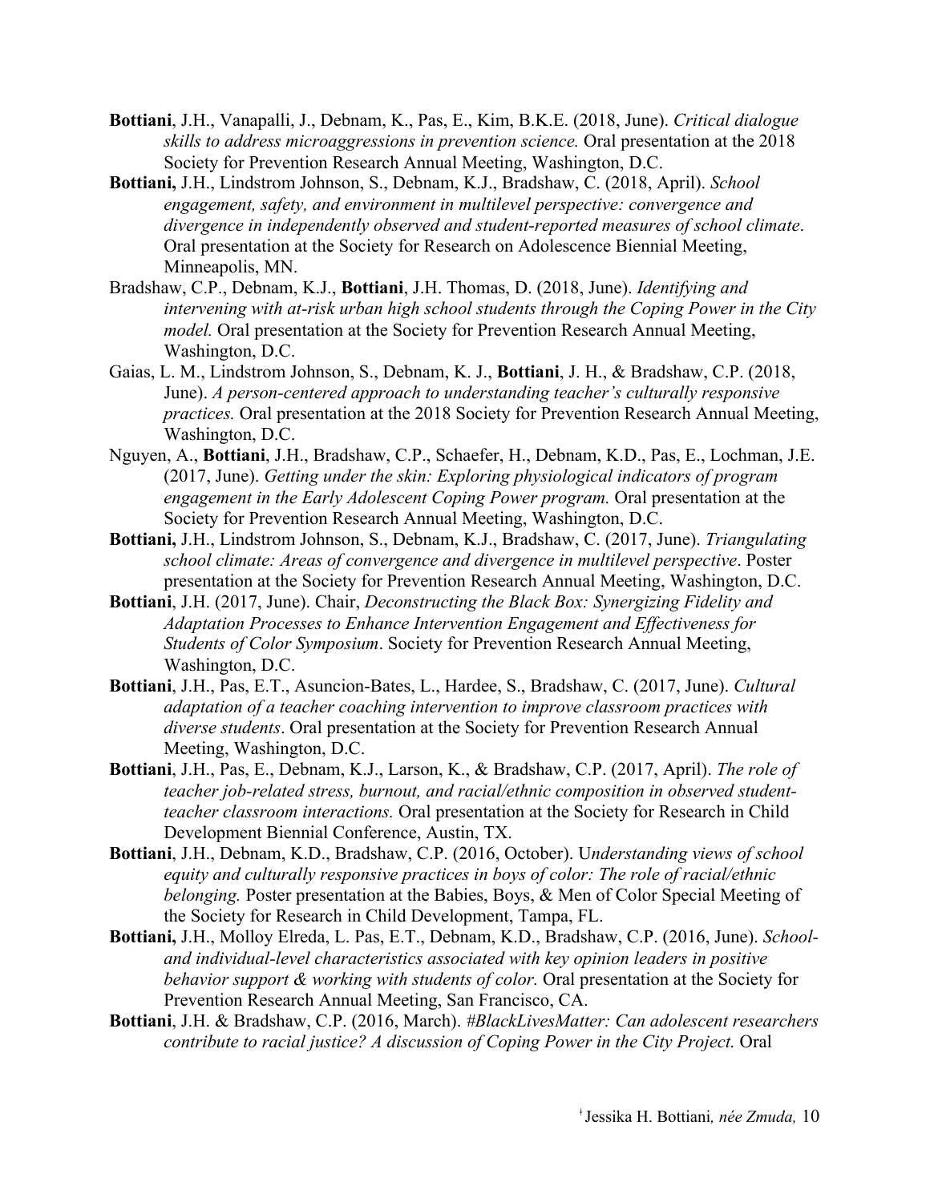**Bottiani**, J.H., Vanapalli, J., Debnam, K., Pas, E., Kim, B.K.E. (2018, June). *Critical dialogue skills to address microaggressions in prevention science.* Oral presentation at the 2018 Society for Prevention Research Annual Meeting, Washington, D.C.

**Bottiani,** J.H., Lindstrom Johnson, S., Debnam, K.J., Bradshaw, C. (2018, April). *School engagement, safety, and environment in multilevel perspective: convergence and divergence in independently observed and student-reported measures of school climate*. Oral presentation at the Society for Research on Adolescence Biennial Meeting, Minneapolis, MN.

Bradshaw, C.P., Debnam, K.J., **Bottiani**, J.H. Thomas, D. (2018, June). *Identifying and intervening with at-risk urban high school students through the Coping Power in the City model.* Oral presentation at the Society for Prevention Research Annual Meeting, Washington, D.C.

Gaias, L. M., Lindstrom Johnson, S., Debnam, K. J., **Bottiani**, J. H., & Bradshaw, C.P. (2018, June). *A person-centered approach to understanding teacher's culturally responsive practices.* Oral presentation at the 2018 Society for Prevention Research Annual Meeting, Washington, D.C.

Nguyen, A., **Bottiani**, J.H., Bradshaw, C.P., Schaefer, H., Debnam, K.D., Pas, E., Lochman, J.E. (2017, June). *Getting under the skin: Exploring physiological indicators of program engagement in the Early Adolescent Coping Power program.* Oral presentation at the Society for Prevention Research Annual Meeting, Washington, D.C.

**Bottiani,** J.H., Lindstrom Johnson, S., Debnam, K.J., Bradshaw, C. (2017, June). *Triangulating school climate: Areas of convergence and divergence in multilevel perspective*. Poster presentation at the Society for Prevention Research Annual Meeting, Washington, D.C.

**Bottiani**, J.H. (2017, June). Chair, *Deconstructing the Black Box: Synergizing Fidelity and Adaptation Processes to Enhance Intervention Engagement and Effectiveness for Students of Color Symposium*. Society for Prevention Research Annual Meeting, Washington, D.C.

**Bottiani**, J.H., Pas, E.T., Asuncion-Bates, L., Hardee, S., Bradshaw, C. (2017, June). *Cultural adaptation of a teacher coaching intervention to improve classroom practices with diverse students*. Oral presentation at the Society for Prevention Research Annual Meeting, Washington, D.C.

**Bottiani**, J.H., Pas, E., Debnam, K.J., Larson, K., & Bradshaw, C.P. (2017, April). *The role of teacher job-related stress, burnout, and racial/ethnic composition in observed student-teacher classroom interactions.* Oral presentation at the Society for Research in Child Development Biennial Conference, Austin, TX.

**Bottiani**, J.H., Debnam, K.D., Bradshaw, C.P. (2016, October). U*nderstanding views of school equity and culturally responsive practices in boys of color: The role of racial/ethnic belonging.* Poster presentation at the Babies, Boys, & Men of Color Special Meeting of the Society for Research in Child Development, Tampa, FL.

**Bottiani,** J.H., Molloy Elreda, L. Pas, E.T., Debnam, K.D., Bradshaw, C.P. (2016, June). *School- and individual-level characteristics associated with key opinion leaders in positive behavior support & working with students of color.* Oral presentation at the Society for Prevention Research Annual Meeting, San Francisco, CA.

**Bottiani**, J.H. & Bradshaw, C.P. (2016, March). *#BlackLivesMatter: Can adolescent researchers contribute to racial justice? A discussion of Coping Power in the City Project.* Oral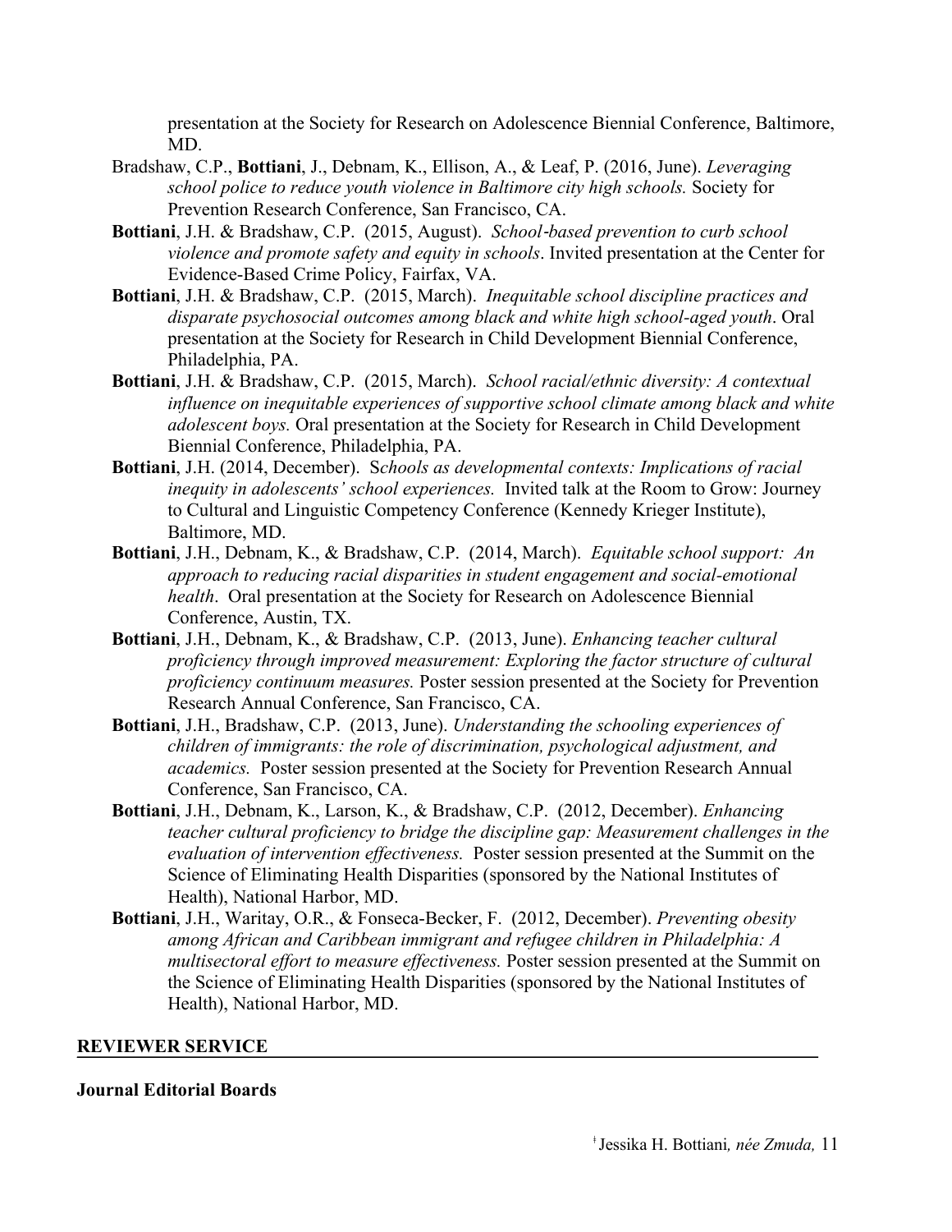presentation at the Society for Research on Adolescence Biennial Conference, Baltimore, MD.

Bradshaw, C.P., **Bottiani**, J., Debnam, K., Ellison, A., & Leaf, P. (2016, June). *Leveraging school police to reduce youth violence in Baltimore city high schools.* Society for Prevention Research Conference, San Francisco, CA.

**Bottiani**, J.H. & Bradshaw, C.P. (2015, August). *School-based prevention to curb school violence and promote safety and equity in schools*. Invited presentation at the Center for Evidence-Based Crime Policy, Fairfax, VA.

**Bottiani**, J.H. & Bradshaw, C.P. (2015, March). *Inequitable school discipline practices and disparate psychosocial outcomes among black and white high school-aged youth*. Oral presentation at the Society for Research in Child Development Biennial Conference, Philadelphia, PA.

**Bottiani**, J.H. & Bradshaw, C.P. (2015, March). *School racial/ethnic diversity: A contextual influence on inequitable experiences of supportive school climate among black and white adolescent boys.* Oral presentation at the Society for Research in Child Development Biennial Conference, Philadelphia, PA.

**Bottiani**, J.H. (2014, December). S*chools as developmental contexts: Implications of racial inequity in adolescents' school experiences.* Invited talk at the Room to Grow: Journey to Cultural and Linguistic Competency Conference (Kennedy Krieger Institute), Baltimore, MD.

**Bottiani**, J.H., Debnam, K., & Bradshaw, C.P. (2014, March). *Equitable school support: An approach to reducing racial disparities in student engagement and social-emotional health*. Oral presentation at the Society for Research on Adolescence Biennial Conference, Austin, TX.

**Bottiani**, J.H., Debnam, K., & Bradshaw, C.P. (2013, June). *Enhancing teacher cultural proficiency through improved measurement: Exploring the factor structure of cultural proficiency continuum measures.* Poster session presented at the Society for Prevention Research Annual Conference, San Francisco, CA.

**Bottiani**, J.H., Bradshaw, C.P. (2013, June). *Understanding the schooling experiences of children of immigrants: the role of discrimination, psychological adjustment, and academics.* Poster session presented at the Society for Prevention Research Annual Conference, San Francisco, CA.

**Bottiani**, J.H., Debnam, K., Larson, K., & Bradshaw, C.P. (2012, December). *Enhancing teacher cultural proficiency to bridge the discipline gap: Measurement challenges in the evaluation of intervention effectiveness.* Poster session presented at the Summit on the Science of Eliminating Health Disparities (sponsored by the National Institutes of Health), National Harbor, MD.

**Bottiani**, J.H., Waritay, O.R., & Fonseca-Becker, F. (2012, December). *Preventing obesity among African and Caribbean immigrant and refugee children in Philadelphia: A multisectoral effort to measure effectiveness.* Poster session presented at the Summit on the Science of Eliminating Health Disparities (sponsored by the National Institutes of Health), National Harbor, MD.

## REVIEWER SERVICE

### Journal Editorial Boards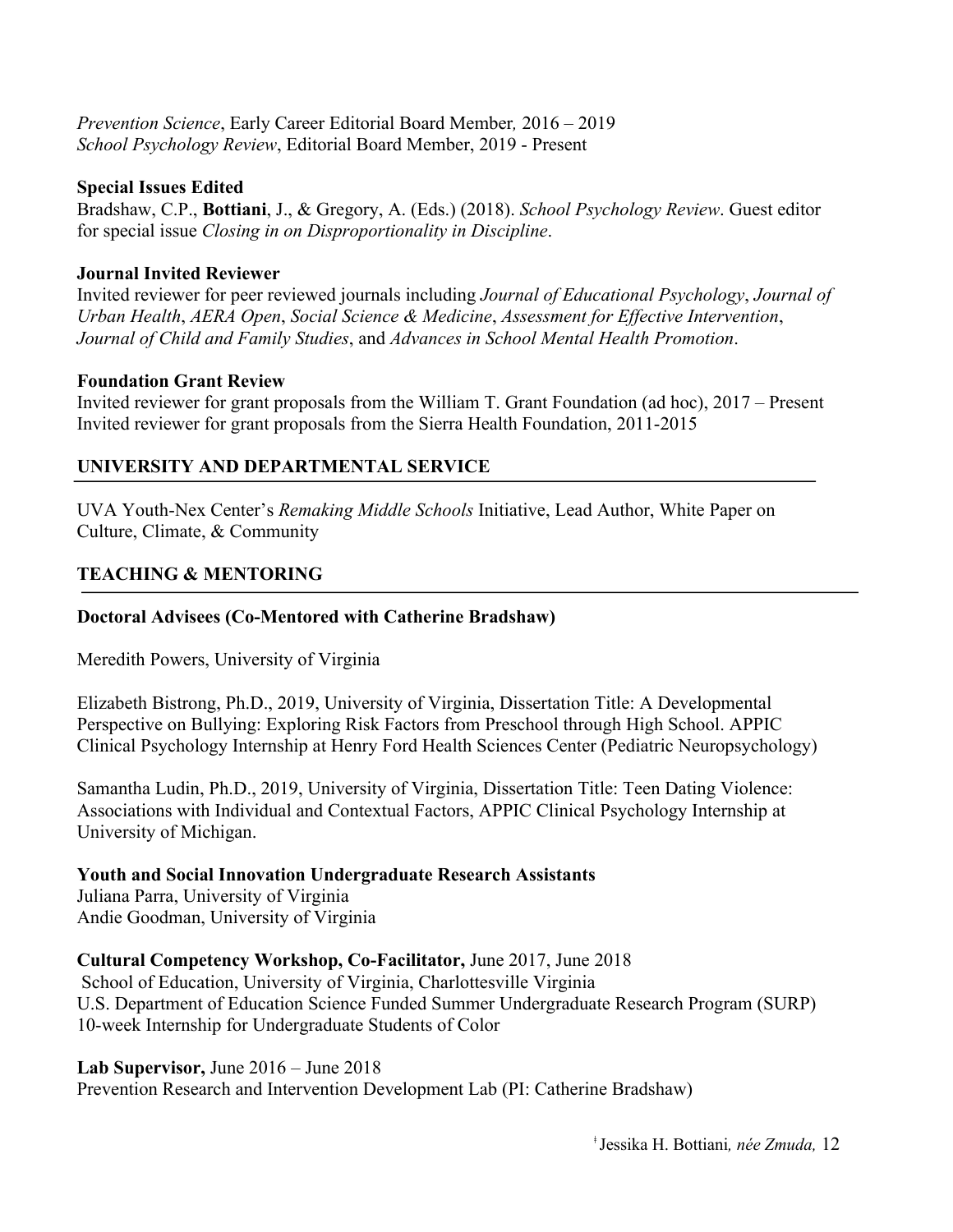*Prevention Science*, Early Career Editorial Board Member*,* 2016 – 2019
*School Psychology Review*, Editorial Board Member, 2019 - Present

**Special Issues Edited**
Bradshaw, C.P., **Bottiani**, J., & Gregory, A. (Eds.) (2018). *School Psychology Review*. Guest editor for special issue *Closing in on Disproportionality in Discipline*.

**Journal Invited Reviewer**
Invited reviewer for peer reviewed journals including *Journal of Educational Psychology*, *Journal of Urban Health*, *AERA Open*, *Social Science & Medicine*, *Assessment for Effective Intervention*, *Journal of Child and Family Studies*, and *Advances in School Mental Health Promotion*.

**Foundation Grant Review**
Invited reviewer for grant proposals from the William T. Grant Foundation (ad hoc), 2017 – Present
Invited reviewer for grant proposals from the Sierra Health Foundation, 2011-2015

## UNIVERSITY AND DEPARTMENTAL SERVICE

UVA Youth-Nex Center's *Remaking Middle Schools* Initiative, Lead Author, White Paper on Culture, Climate, & Community

## TEACHING & MENTORING

**Doctoral Advisees (Co-Mentored with Catherine Bradshaw)**

Meredith Powers, University of Virginia

Elizabeth Bistrong, Ph.D., 2019, University of Virginia, Dissertation Title: A Developmental Perspective on Bullying: Exploring Risk Factors from Preschool through High School. APPIC Clinical Psychology Internship at Henry Ford Health Sciences Center (Pediatric Neuropsychology)

Samantha Ludin, Ph.D., 2019, University of Virginia, Dissertation Title: Teen Dating Violence: Associations with Individual and Contextual Factors, APPIC Clinical Psychology Internship at University of Michigan.

**Youth and Social Innovation Undergraduate Research Assistants**
Juliana Parra, University of Virginia
Andie Goodman, University of Virginia

**Cultural Competency Workshop, Co-Facilitator,** June 2017, June 2018
School of Education, University of Virginia, Charlottesville Virginia
U.S. Department of Education Science Funded Summer Undergraduate Research Program (SURP) 10-week Internship for Undergraduate Students of Color

**Lab Supervisor,** June 2016 – June 2018
Prevention Research and Intervention Development Lab (PI: Catherine Bradshaw)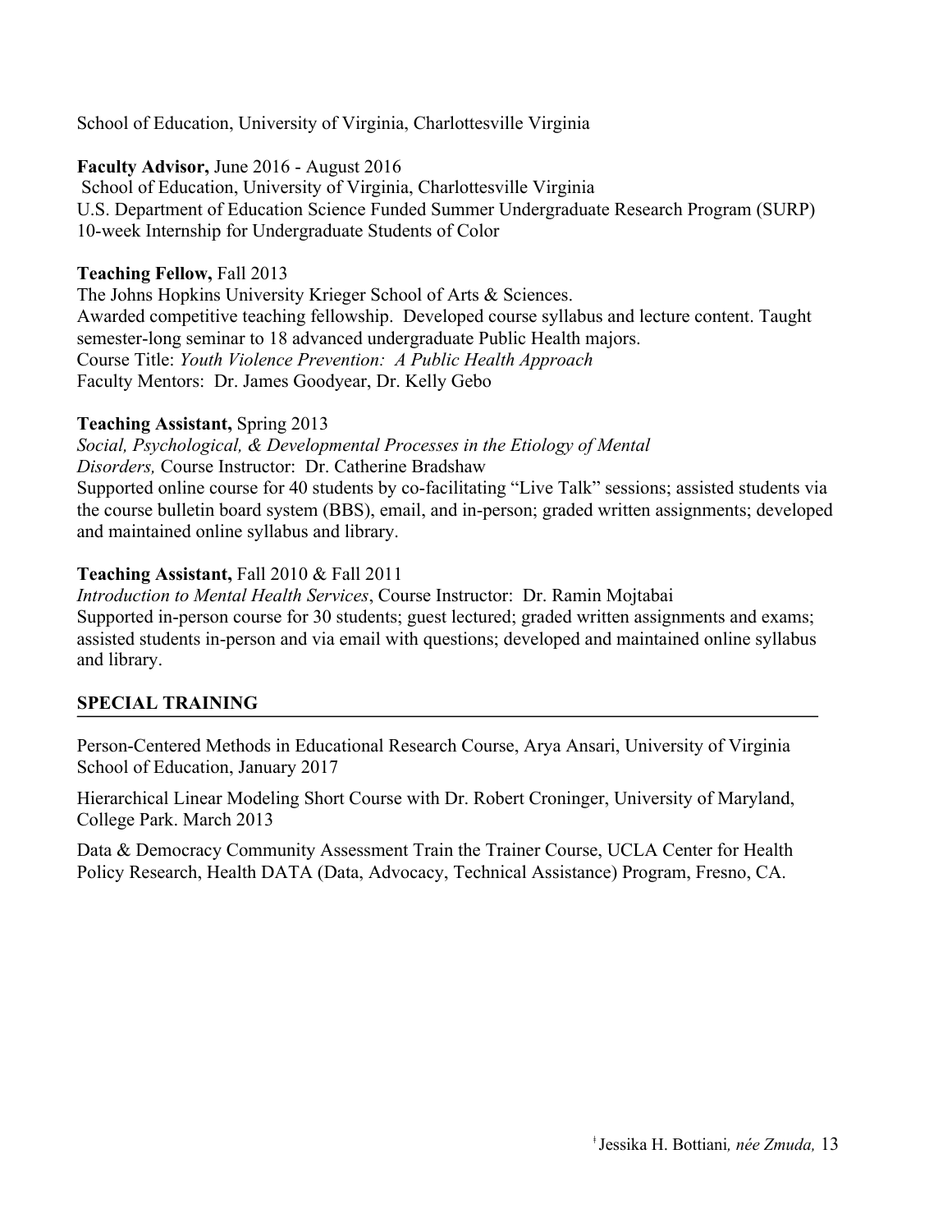School of Education, University of Virginia, Charlottesville Virginia

**Faculty Advisor,** June 2016 - August 2016
School of Education, University of Virginia, Charlottesville Virginia
U.S. Department of Education Science Funded Summer Undergraduate Research Program (SURP) 10-week Internship for Undergraduate Students of Color

**Teaching Fellow,** Fall 2013
The Johns Hopkins University Krieger School of Arts & Sciences.
Awarded competitive teaching fellowship. Developed course syllabus and lecture content. Taught semester-long seminar to 18 advanced undergraduate Public Health majors.
Course Title: *Youth Violence Prevention: A Public Health Approach*
Faculty Mentors: Dr. James Goodyear, Dr. Kelly Gebo

**Teaching Assistant,** Spring 2013
*Social, Psychological, & Developmental Processes in the Etiology of Mental Disorders,* Course Instructor: Dr. Catherine Bradshaw
Supported online course for 40 students by co-facilitating "Live Talk" sessions; assisted students via the course bulletin board system (BBS), email, and in-person; graded written assignments; developed and maintained online syllabus and library.

**Teaching Assistant,** Fall 2010 & Fall 2011
*Introduction to Mental Health Services*, Course Instructor: Dr. Ramin Mojtabai
Supported in-person course for 30 students; guest lectured; graded written assignments and exams; assisted students in-person and via email with questions; developed and maintained online syllabus and library.

## SPECIAL TRAINING

Person-Centered Methods in Educational Research Course, Arya Ansari, University of Virginia School of Education, January 2017

Hierarchical Linear Modeling Short Course with Dr. Robert Croninger, University of Maryland, College Park. March 2013

Data & Democracy Community Assessment Train the Trainer Course, UCLA Center for Health Policy Research, Health DATA (Data, Advocacy, Technical Assistance) Program, Fresno, CA.